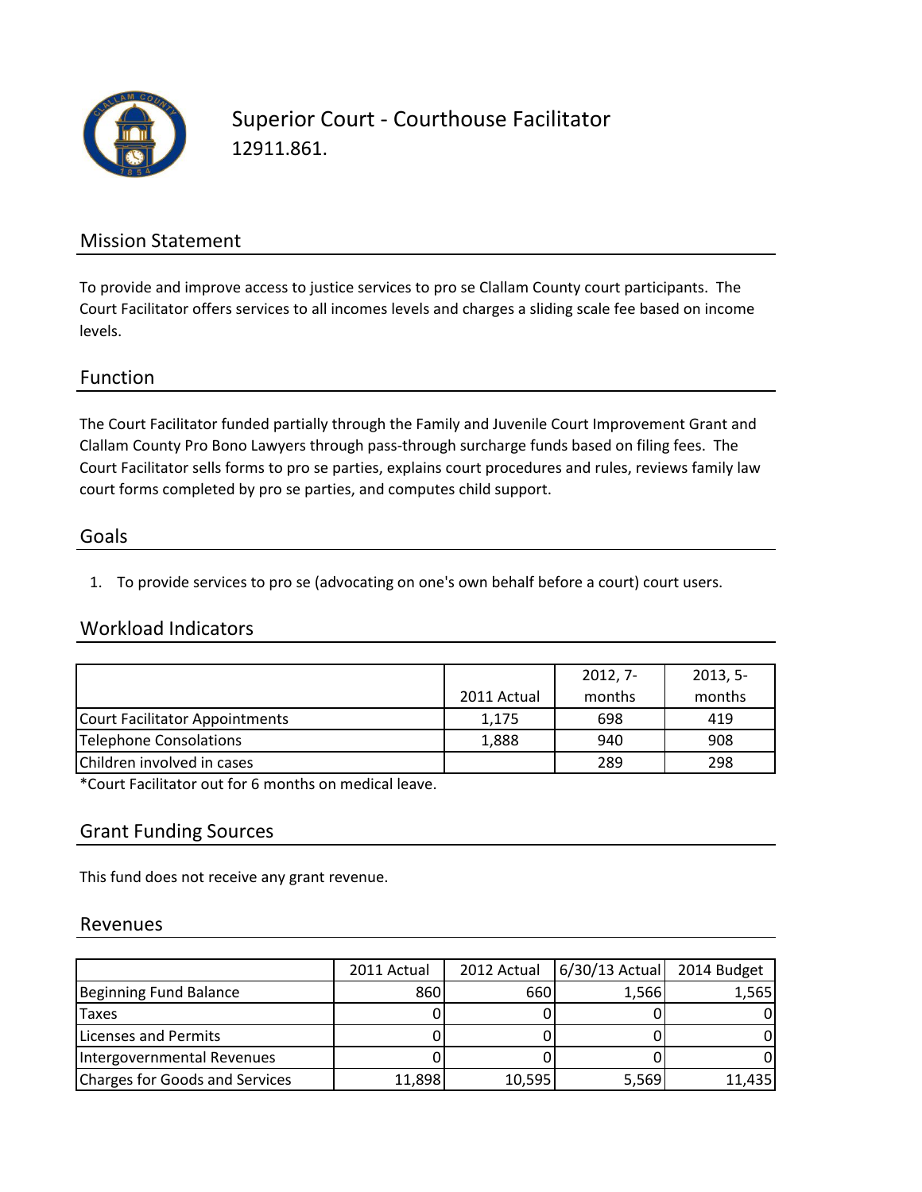# Superior Court - Courthouse Facilitator

12911.861.

## Mission Statement

To provide and improve access to justice services to pro se Clallam County court participants. The Court Facilitator offers services to all incomes levels and charges a sliding scale fee based on income levels.

## Function

The Court Facilitator funded partially through the Family and Juvenile Court Improvement Grant and Clallam County Pro Bono Lawyers through pass-through surcharge funds based on filing fees. The Court Facilitator sells forms to pro se parties, explains court procedures and rules, reviews family law court forms completed by pro se parties, and computes child support.

## Goals

1. To provide services to pro se (advocating on one's own behalf before a court) court users.

## Workload Indicators

| | 2011 Actual | 2012, 7-months | 2013, 5-months |
|---|---|---|---|
| Court Facilitator Appointments | 1,175 | 698 | 419 |
| Telephone Consolations | 1,888 | 940 | 908 |
| Children involved in cases | | 289 | 298 |

*Court Facilitator out for 6 months on medical leave.

## Grant Funding Sources

This fund does not receive any grant revenue.

## Revenues

| | 2011 Actual | 2012 Actual | 6/30/13 Actual | 2014 Budget |
|---|---|---|---|---|
| Beginning Fund Balance | 860 | 660 | 1,566 | 1,565 |
| Taxes | 0 | 0 | 0 | 0 |
| Licenses and Permits | 0 | 0 | 0 | 0 |
| Intergovernmental Revenues | 0 | 0 | 0 | 0 |
| Charges for Goods and Services | 11,898 | 10,595 | 5,569 | 11,435 |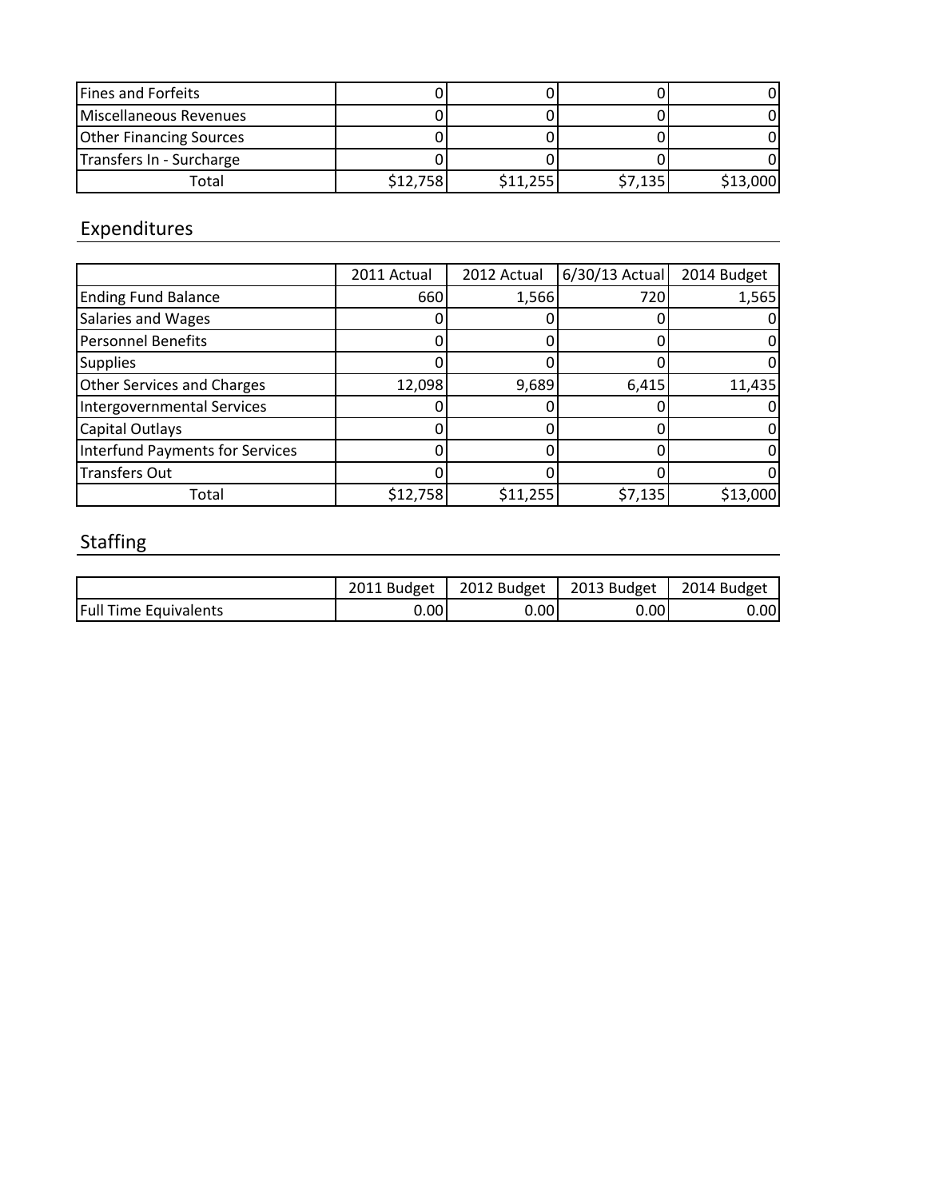| | | | | |
|---|---|---|---|---|
| Fines and Forfeits | 0 | 0 | 0 | 0 |
| Miscellaneous Revenues | 0 | 0 | 0 | 0 |
| Other Financing Sources | 0 | 0 | 0 | 0 |
| Transfers In - Surcharge | 0 | 0 | 0 | 0 |
| Total | $12,758 | $11,255 | $7,135 | $13,000 |

## Expenditures

| | 2011 Actual | 2012 Actual | 6/30/13 Actual | 2014 Budget |
|---|---|---|---|---|
| Ending Fund Balance | 660 | 1,566 | 720 | 1,565 |
| Salaries and Wages | 0 | 0 | 0 | 0 |
| Personnel Benefits | 0 | 0 | 0 | 0 |
| Supplies | 0 | 0 | 0 | 0 |
| Other Services and Charges | 12,098 | 9,689 | 6,415 | 11,435 |
| Intergovernmental Services | 0 | 0 | 0 | 0 |
| Capital Outlays | 0 | 0 | 0 | 0 |
| Interfund Payments for Services | 0 | 0 | 0 | 0 |
| Transfers Out | 0 | 0 | 0 | 0 |
| Total | $12,758 | $11,255 | $7,135 | $13,000 |

## Staffing

| | 2011 Budget | 2012 Budget | 2013 Budget | 2014 Budget |
|---|---|---|---|---|
| Full Time Equivalents | 0.00 | 0.00 | 0.00 | 0.00 |